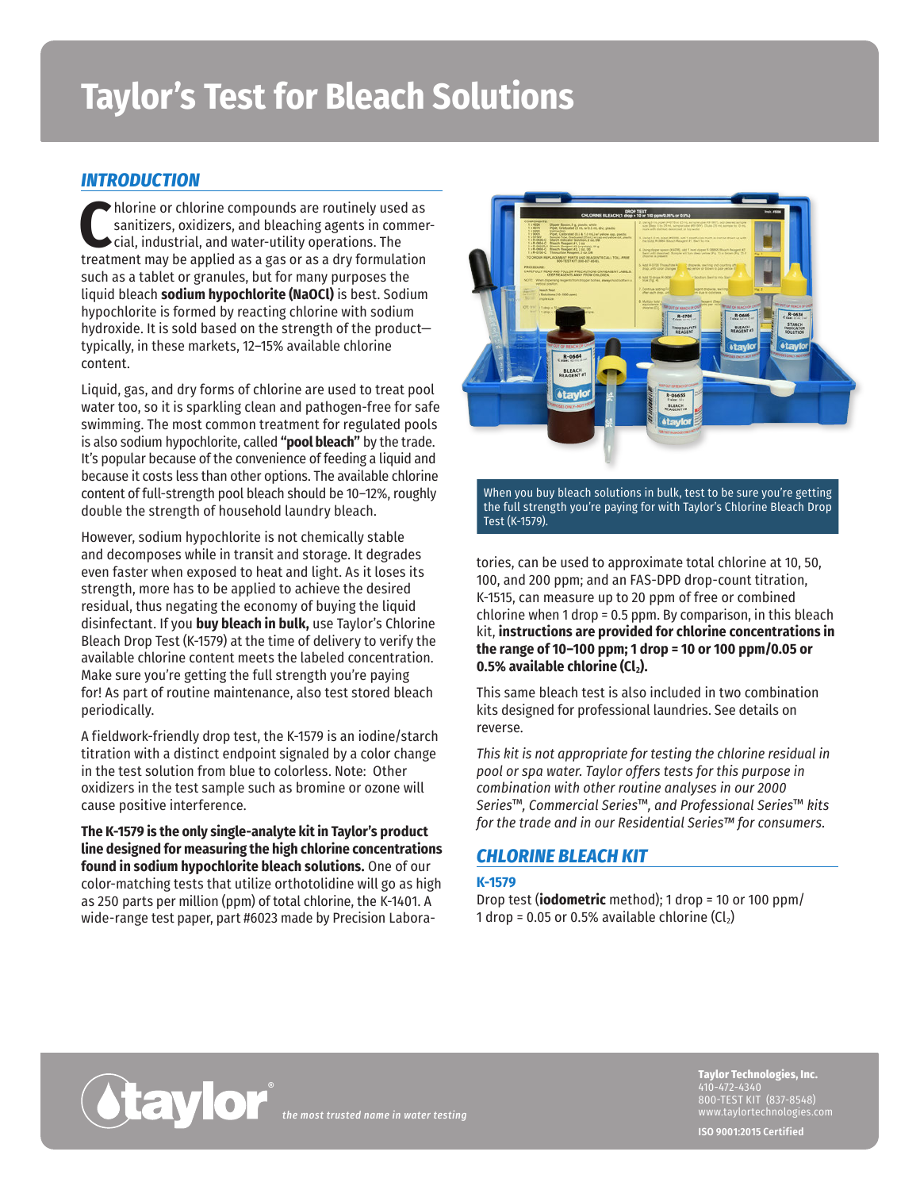# Taylor's Test for Bleach Solutions

## INTRODUCTION

Chlorine or chlorine compounds are routinely used as sanitizers, oxidizers, and bleaching agents in commercial, industrial, and water-utility operations. The treatment may be applied as a gas or as a dry formulation such as a tablet or granules, but for many purposes the liquid bleach **sodium hypochlorite (NaOCl)** is best. Sodium hypochlorite is formed by reacting chlorine with sodium hydroxide. It is sold based on the strength of the product—typically, in these markets, 12–15% available chlorine content.

Liquid, gas, and dry forms of chlorine are used to treat pool water too, so it is sparkling clean and pathogen-free for safe swimming. The most common treatment for regulated pools is also sodium hypochlorite, called **"pool bleach"** by the trade. It's popular because of the convenience of feeding a liquid and because it costs less than other options. The available chlorine content of full-strength pool bleach should be 10–12%, roughly double the strength of household laundry bleach.

However, sodium hypochlorite is not chemically stable and decomposes while in transit and storage. It degrades even faster when exposed to heat and light. As it loses its strength, more has to be applied to achieve the desired residual, thus negating the economy of buying the liquid disinfectant. If you **buy bleach in bulk,** use Taylor's Chlorine Bleach Drop Test (K-1579) at the time of delivery to verify the available chlorine content meets the labeled concentration. Make sure you're getting the full strength you're paying for! As part of routine maintenance, also test stored bleach periodically.

A fieldwork-friendly drop test, the K-1579 is an iodine/starch titration with a distinct endpoint signaled by a color change in the test solution from blue to colorless. Note: Other oxidizers in the test sample such as bromine or ozone will cause positive interference.

**The K-1579 is the only single-analyte kit in Taylor's product line designed for measuring the high chlorine concentrations found in sodium hypochlorite bleach solutions.** One of our color-matching tests that utilize orthotolidine will go as high as 250 parts per million (ppm) of total chlorine, the K-1401. A wide-range test paper, part #6023 made by Precision Laboratories, can be used to approximate total chlorine at 10, 50, 100, and 200 ppm; and an FAS-DPD drop-count titration, K-1515, can measure up to 20 ppm of free or combined chlorine when 1 drop = 0.5 ppm. By comparison, in this bleach kit, **instructions are provided for chlorine concentrations in the range of 10–100 ppm; 1 drop = 10 or 100 ppm/0.05 or 0.5% available chlorine ($Cl_2$).**

When you buy bleach solutions in bulk, test to be sure you're getting the full strength you're paying for with Taylor's Chlorine Bleach Drop Test (K-1579).

This same bleach test is also included in two combination kits designed for professional laundries. See details on reverse.

*This kit is not appropriate for testing the chlorine residual in pool or spa water. Taylor offers tests for this purpose in combination with other routine analyses in our 2000 Series™, Commercial Series™, and Professional Series™ kits for the trade and in our Residential Series™ for consumers.*

## CHLORINE BLEACH KIT

### K-1579

Drop test (**iodometric** method); 1 drop = 10 or 100 ppm/ 1 drop = 0.05 or 0.5% available chlorine ($Cl_2$)

taylor® *the most trusted name in water testing*

**Taylor Technologies, Inc.**
410-472-4340
800-TEST KIT (837-8548)
www.taylortechnologies.com

**ISO 9001:2015 Certified**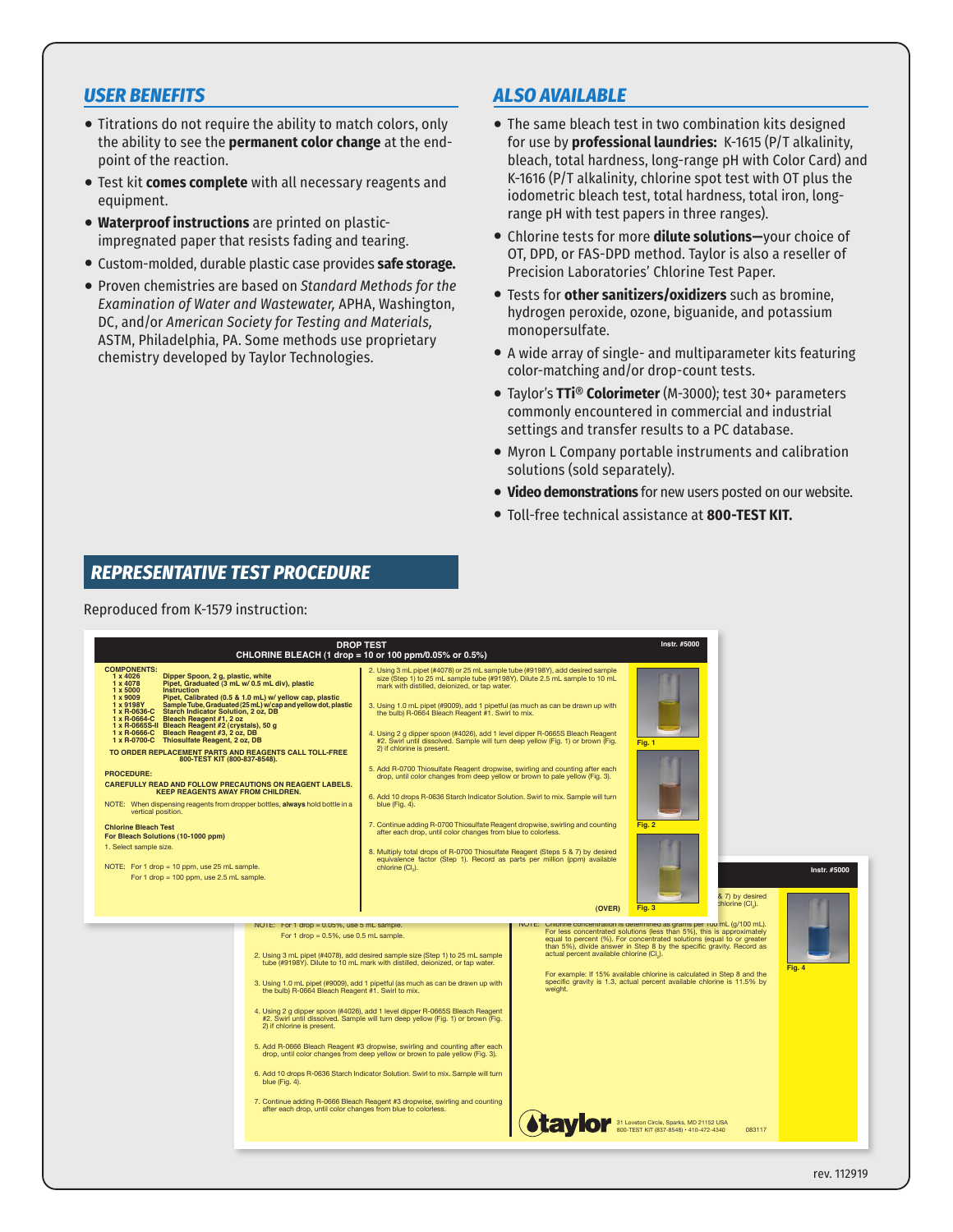## *USER BENEFITS*

- Titrations do not require the ability to match colors, only the ability to see the **permanent color change** at the endpoint of the reaction.
- Test kit **comes complete** with all necessary reagents and equipment.
- **Waterproof instructions** are printed on plastic-impregnated paper that resists fading and tearing.
- Custom-molded, durable plastic case provides **safe storage.**
- Proven chemistries are based on *Standard Methods for the Examination of Water and Wastewater,* APHA, Washington, DC, and/or *American Society for Testing and Materials,* ASTM, Philadelphia, PA. Some methods use proprietary chemistry developed by Taylor Technologies.

## *ALSO AVAILABLE*

- The same bleach test in two combination kits designed for use by **professional laundries:** K-1615 (P/T alkalinity, bleach, total hardness, long-range pH with Color Card) and K-1616 (P/T alkalinity, chlorine spot test with OT plus the iodometric bleach test, total hardness, total iron, long-range pH with test papers in three ranges).
- Chlorine tests for more **dilute solutions—**your choice of OT, DPD, or FAS-DPD method. Taylor is also a reseller of Precision Laboratories' Chlorine Test Paper.
- Tests for **other sanitizers/oxidizers** such as bromine, hydrogen peroxide, ozone, biguanide, and potassium monopersulfate.
- A wide array of single- and multiparameter kits featuring color-matching and/or drop-count tests.
- Taylor's **TTi® Colorimeter** (M-3000); test 30+ parameters commonly encountered in commercial and industrial settings and transfer results to a PC database.
- Myron L Company portable instruments and calibration solutions (sold separately).
- **Video demonstrations** for new users posted on our website.
- Toll-free technical assistance at **800-TEST KIT.**

## *REPRESENTATIVE TEST PROCEDURE*

Reproduced from K-1579 instruction:

### DROP TEST
### CHLORINE BLEACH (1 drop = 10 or 100 ppm/0.05% or 0.5%)

Instr. #5000

**COMPONENTS:**

| | |
|---|---|
| 1 x 4026 | Dipper Spoon, 2 g, plastic, white |
| 1 x 4078 | Pipet, Graduated (3 mL w/ 0.5 mL div), plastic |
| 1 x 5000 | Instruction |
| 1 x 9009 | Pipet, Calibrated (0.5 & 1.0 mL) w/ yellow cap, plastic |
| 1 x 9198Y | Sample Tube, Graduated (25 mL) w/ cap and yellow dot, plastic |
| 1 x R-0636-C | Starch Indicator Solution, 2 oz, DB |
| 1 x R-0664-C | Bleach Reagent #1, 2 oz |
| 1 x R-0665S-II | Bleach Reagent #2 (crystals), 50 g |
| 1 x R-0666-C | Bleach Reagent #3, 2 oz, DB |
| 1 x R-0700-C | Thiosulfate Reagent, 2 oz, DB |

**TO ORDER REPLACEMENT PARTS AND REAGENTS CALL TOLL-FREE 800-TEST KIT (800-837-8548).**

**PROCEDURE:**

**CAREFULLY READ AND FOLLOW PRECAUTIONS ON REAGENT LABELS. KEEP REAGENTS AWAY FROM CHILDREN.**

NOTE: When dispensing reagents from dropper bottles, **always** hold bottle in a vertical position.

**Chlorine Bleach Test**
**For Bleach Solutions (10-1000 ppm)**

1. Select sample size.

NOTE: For 1 drop = 10 ppm, use 25 mL sample.
For 1 drop = 100 ppm, use 2.5 mL sample.

2. Using 3 mL pipet (#4078) or 25 mL sample tube (#9198Y), add desired sample size (Step 1) to 25 mL sample tube (#9198Y). Dilute 2.5 mL sample to 10 mL mark with distilled, deionized, or tap water.
3. Using 1.0 mL pipet (#9009), add 1 pipetful (as much as can be drawn up with the bulb) R-0664 Bleach Reagent #1. Swirl to mix.
4. Using 2 g dipper spoon (#4026), add 1 level dipper R-0665S Bleach Reagent #2. Swirl until dissolved. Sample will turn deep yellow (Fig. 1) or brown (Fig. 2) if chlorine is present.
5. Add R-0700 Thiosulfate Reagent dropwise, swirling and counting after each drop, until color changes from deep yellow or brown to pale yellow (Fig. 3).
6. Add 10 drops R-0636 Starch Indicator Solution. Swirl to mix. Sample will turn blue (Fig. 4).
7. Continue adding R-0700 Thiosulfate Reagent dropwise, swirling and counting after each drop, until color changes from blue to colorless.
8. Multiply total drops of R-0700 Thiosulfate Reagent (Steps 5 & 7) by desired equivalence factor (Step 1). Record as parts per million (ppm) available chlorine ($Cl_2$).

Fig. 1

Fig. 2

Fig. 3

(OVER)

Instr. #5000

NOTE: For 1 drop = 0.05%, use 5 mL sample.
For 1 drop = 0.5%, use 0.5 mL sample.

2. Using 3 mL pipet (#4078), add desired sample size (Step 1) to 25 mL sample tube (#9198Y). Dilute to 10 mL mark with distilled, deionized, or tap water.
3. Using 1.0 mL pipet (#9009), add 1 pipetful (as much as can be drawn up with the bulb) R-0664 Bleach Reagent #1. Swirl to mix.
4. Using 2 g dipper spoon (#4026), add 1 level dipper R-0665S Bleach Reagent #2. Swirl until dissolved. Sample will turn deep yellow (Fig. 1) or brown (Fig. 2) if chlorine is present.
5. Add R-0666 Bleach Reagent #3 dropwise, swirling and counting after each drop, until color changes from deep yellow or brown to pale yellow (Fig. 3).
6. Add 10 drops R-0636 Starch Indicator Solution. Swirl to mix. Sample will turn blue (Fig. 4).
7. Continue adding R-0666 Bleach Reagent #3 dropwise, swirling and counting after each drop, until color changes from blue to colorless.

... & 7) by desired ... chlorine ($Cl_2$).

NOTE: Chlorine concentration is determined as grams per 100 mL (g/100 mL). For less concentrated solutions (less than 5%), this is approximately equal to percent (%). For concentrated solutions (equal to or greater than 5%), divide answer in Step 8 by the specific gravity. Record as actual percent available chlorine ($Cl_2$).

For example: If 15% available chlorine is calculated in Step 8 and the specific gravity is 1.3, actual percent available chlorine is 11.5% by weight.

Fig. 4

taylor 31 Loveton Circle, Sparks, MD 21152 USA
800-TEST KIT (837-8548) • 410-472-4340 083117

rev. 112919